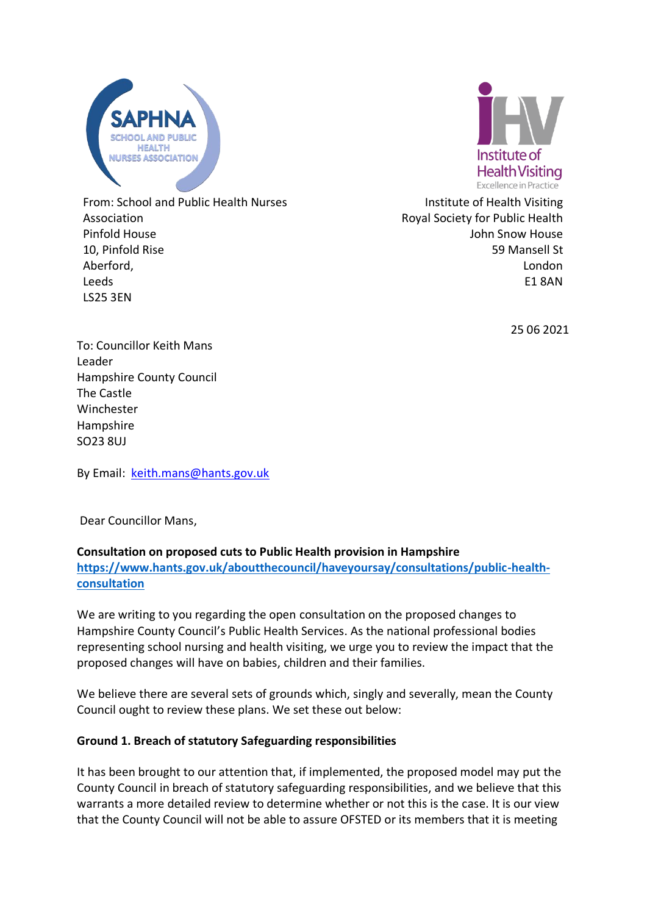From: School and Public Health Nurses Association
Pinfold House
10, Pinfold Rise
Aberford,
Leeds
LS25 3EN

Institute of Health Visiting
Royal Society for Public Health
John Snow House
59 Mansell St
London
E1 8AN

25 06 2021

To: Councillor Keith Mans
Leader
Hampshire County Council
The Castle
Winchester
Hampshire
SO23 8UJ

By Email: keith.mans@hants.gov.uk

Dear Councillor Mans,

**Consultation on proposed cuts to Public Health provision in Hampshire**
**https://www.hants.gov.uk/aboutthecouncil/haveyoursay/consultations/public-health-consultation**

We are writing to you regarding the open consultation on the proposed changes to Hampshire County Council's Public Health Services. As the national professional bodies representing school nursing and health visiting, we urge you to review the impact that the proposed changes will have on babies, children and their families.

We believe there are several sets of grounds which, singly and severally, mean the County Council ought to review these plans. We set these out below:

**Ground 1. Breach of statutory Safeguarding responsibilities**

It has been brought to our attention that, if implemented, the proposed model may put the County Council in breach of statutory safeguarding responsibilities, and we believe that this warrants a more detailed review to determine whether or not this is the case. It is our view that the County Council will not be able to assure OFSTED or its members that it is meeting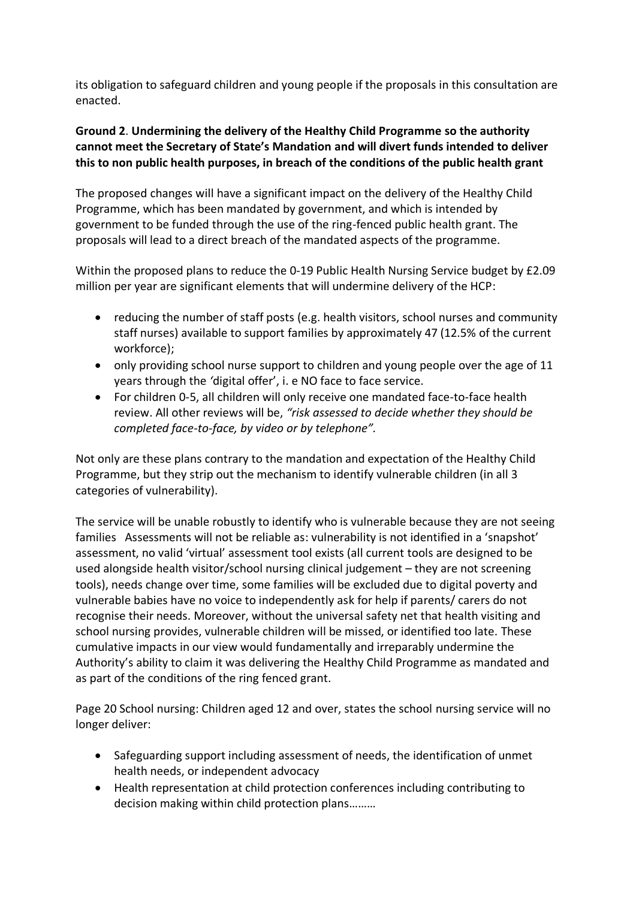its obligation to safeguard children and young people if the proposals in this consultation are enacted.

**Ground 2**. **Undermining the delivery of the Healthy Child Programme so the authority cannot meet the Secretary of State's Mandation and will divert funds intended to deliver this to non public health purposes, in breach of the conditions of the public health grant**

The proposed changes will have a significant impact on the delivery of the Healthy Child Programme, which has been mandated by government, and which is intended by government to be funded through the use of the ring-fenced public health grant. The proposals will lead to a direct breach of the mandated aspects of the programme.

Within the proposed plans to reduce the 0-19 Public Health Nursing Service budget by £2.09 million per year are significant elements that will undermine delivery of the HCP:

- reducing the number of staff posts (e.g. health visitors, school nurses and community staff nurses) available to support families by approximately 47 (12.5% of the current workforce);
- only providing school nurse support to children and young people over the age of 11 years through the 'digital offer', i. e NO face to face service.
- For children 0-5, all children will only receive one mandated face-to-face health review. All other reviews will be, *"risk assessed to decide whether they should be completed face-to-face, by video or by telephone"*.

Not only are these plans contrary to the mandation and expectation of the Healthy Child Programme, but they strip out the mechanism to identify vulnerable children (in all 3 categories of vulnerability).

The service will be unable robustly to identify who is vulnerable because they are not seeing families Assessments will not be reliable as: vulnerability is not identified in a 'snapshot' assessment, no valid 'virtual' assessment tool exists (all current tools are designed to be used alongside health visitor/school nursing clinical judgement – they are not screening tools), needs change over time, some families will be excluded due to digital poverty and vulnerable babies have no voice to independently ask for help if parents/ carers do not recognise their needs. Moreover, without the universal safety net that health visiting and school nursing provides, vulnerable children will be missed, or identified too late. These cumulative impacts in our view would fundamentally and irreparably undermine the Authority's ability to claim it was delivering the Healthy Child Programme as mandated and as part of the conditions of the ring fenced grant.

Page 20 School nursing: Children aged 12 and over, states the school nursing service will no longer deliver:

- Safeguarding support including assessment of needs, the identification of unmet health needs, or independent advocacy
- Health representation at child protection conferences including contributing to decision making within child protection plans………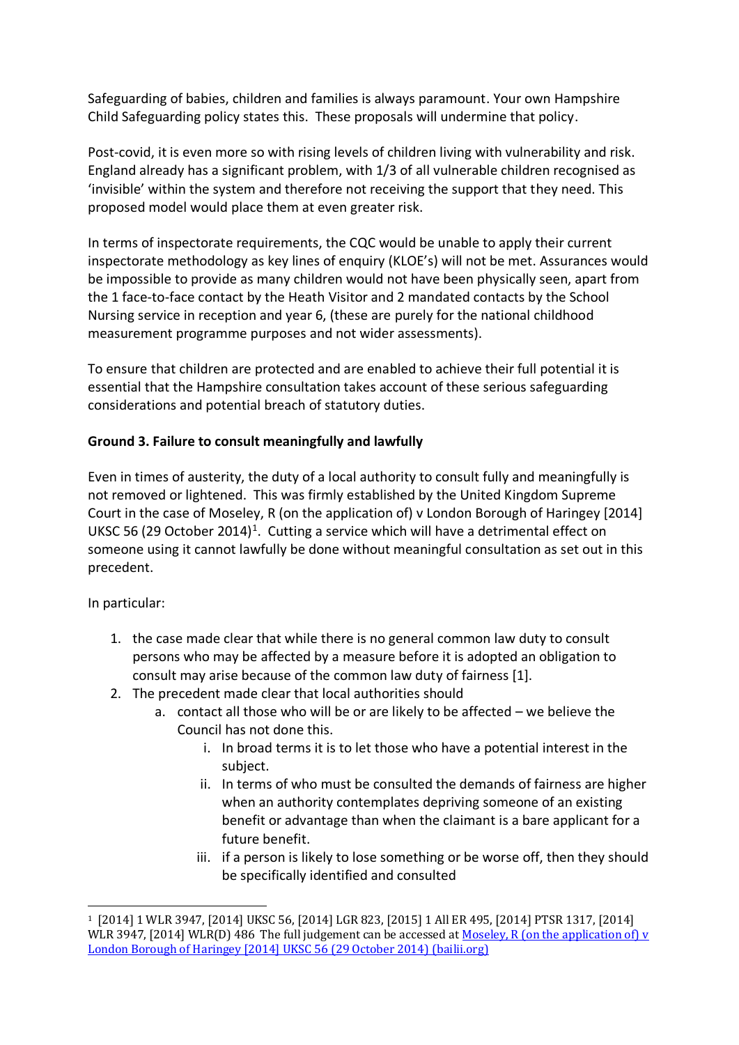Safeguarding of babies, children and families is always paramount. Your own Hampshire Child Safeguarding policy states this. These proposals will undermine that policy.

Post-covid, it is even more so with rising levels of children living with vulnerability and risk. England already has a significant problem, with 1/3 of all vulnerable children recognised as 'invisible' within the system and therefore not receiving the support that they need. This proposed model would place them at even greater risk.

In terms of inspectorate requirements, the CQC would be unable to apply their current inspectorate methodology as key lines of enquiry (KLOE's) will not be met. Assurances would be impossible to provide as many children would not have been physically seen, apart from the 1 face-to-face contact by the Heath Visitor and 2 mandated contacts by the School Nursing service in reception and year 6, (these are purely for the national childhood measurement programme purposes and not wider assessments).

To ensure that children are protected and are enabled to achieve their full potential it is essential that the Hampshire consultation takes account of these serious safeguarding considerations and potential breach of statutory duties.

**Ground 3. Failure to consult meaningfully and lawfully**

Even in times of austerity, the duty of a local authority to consult fully and meaningfully is not removed or lightened. This was firmly established by the United Kingdom Supreme Court in the case of Moseley, R (on the application of) v London Borough of Haringey [2014] UKSC 56 (29 October 2014)[1]. Cutting a service which will have a detrimental effect on someone using it cannot lawfully be done without meaningful consultation as set out in this precedent.

In particular:

1. the case made clear that while there is no general common law duty to consult persons who may be affected by a measure before it is adopted an obligation to consult may arise because of the common law duty of fairness [1].
2. The precedent made clear that local authorities should
    a. contact all those who will be or are likely to be affected – we believe the Council has not done this.
        i. In broad terms it is to let those who have a potential interest in the subject.
        ii. In terms of who must be consulted the demands of fairness are higher when an authority contemplates depriving someone of an existing benefit or advantage than when the claimant is a bare applicant for a future benefit.
        iii. if a person is likely to lose something or be worse off, then they should be specifically identified and consulted

---

[1] [2014] 1 WLR 3947, [2014] UKSC 56, [2014] LGR 823, [2015] 1 All ER 495, [2014] PTSR 1317, [2014] WLR 3947, [2014] WLR(D) 486 The full judgement can be accessed at Moseley, R (on the application of) v London Borough of Haringey [2014] UKSC 56 (29 October 2014) (bailii.org)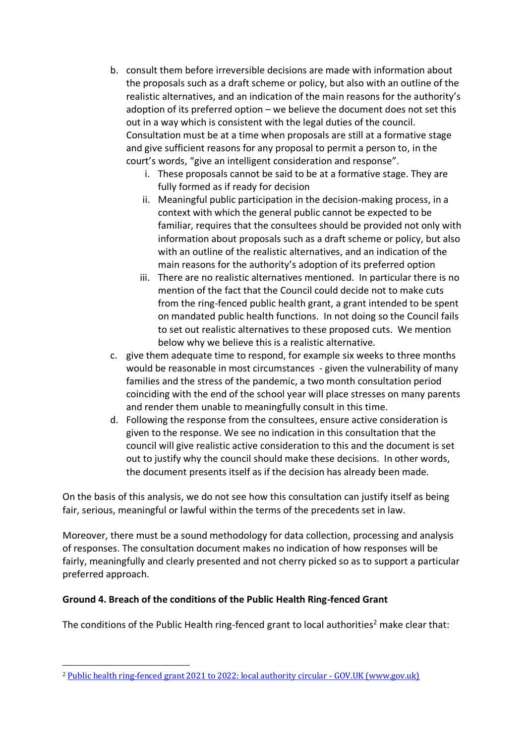b. consult them before irreversible decisions are made with information about the proposals such as a draft scheme or policy, but also with an outline of the realistic alternatives, and an indication of the main reasons for the authority's adoption of its preferred option – we believe the document does not set this out in a way which is consistent with the legal duties of the council. Consultation must be at a time when proposals are still at a formative stage and give sufficient reasons for any proposal to permit a person to, in the court's words, "give an intelligent consideration and response".
    i. These proposals cannot be said to be at a formative stage. They are fully formed as if ready for decision
    ii. Meaningful public participation in the decision-making process, in a context with which the general public cannot be expected to be familiar, requires that the consultees should be provided not only with information about proposals such as a draft scheme or policy, but also with an outline of the realistic alternatives, and an indication of the main reasons for the authority's adoption of its preferred option
    iii. There are no realistic alternatives mentioned. In particular there is no mention of the fact that the Council could decide not to make cuts from the ring-fenced public health grant, a grant intended to be spent on mandated public health functions. In not doing so the Council fails to set out realistic alternatives to these proposed cuts. We mention below why we believe this is a realistic alternative.

c. give them adequate time to respond, for example six weeks to three months would be reasonable in most circumstances - given the vulnerability of many families and the stress of the pandemic, a two month consultation period coinciding with the end of the school year will place stresses on many parents and render them unable to meaningfully consult in this time.

d. Following the response from the consultees, ensure active consideration is given to the response. We see no indication in this consultation that the council will give realistic active consideration to this and the document is set out to justify why the council should make these decisions. In other words, the document presents itself as if the decision has already been made.

On the basis of this analysis, we do not see how this consultation can justify itself as being fair, serious, meaningful or lawful within the terms of the precedents set in law.

Moreover, there must be a sound methodology for data collection, processing and analysis of responses. The consultation document makes no indication of how responses will be fairly, meaningfully and clearly presented and not cherry picked so as to support a particular preferred approach.

**Ground 4. Breach of the conditions of the Public Health Ring-fenced Grant**

The conditions of the Public Health ring-fenced grant to local authorities[2] make clear that:

---

[2] [Public health ring-fenced grant 2021 to 2022: local authority circular - GOV.UK (www.gov.uk)]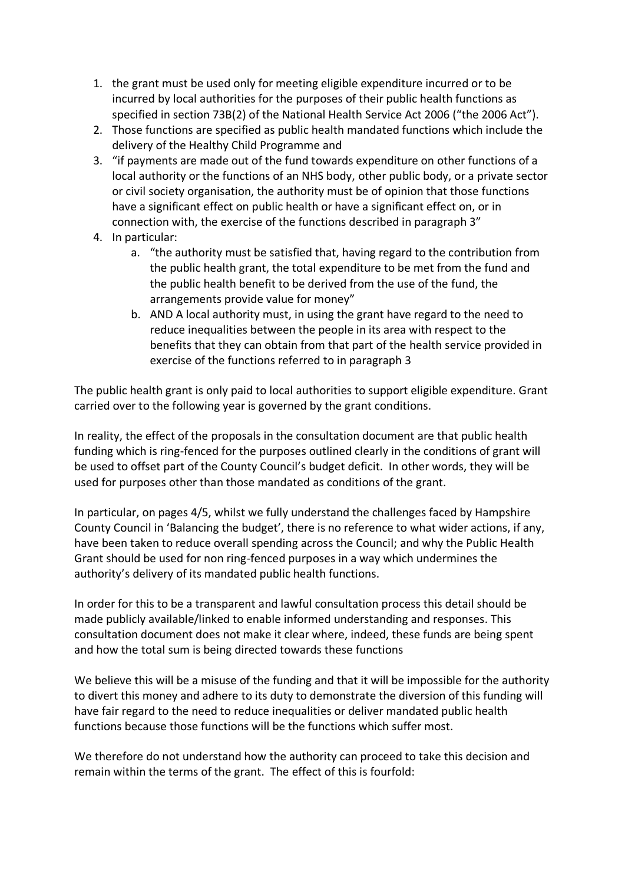1. the grant must be used only for meeting eligible expenditure incurred or to be incurred by local authorities for the purposes of their public health functions as specified in section 73B(2) of the National Health Service Act 2006 ("the 2006 Act").
2. Those functions are specified as public health mandated functions which include the delivery of the Healthy Child Programme and
3. "if payments are made out of the fund towards expenditure on other functions of a local authority or the functions of an NHS body, other public body, or a private sector or civil society organisation, the authority must be of opinion that those functions have a significant effect on public health or have a significant effect on, or in connection with, the exercise of the functions described in paragraph 3"
4. In particular:
   a. "the authority must be satisfied that, having regard to the contribution from the public health grant, the total expenditure to be met from the fund and the public health benefit to be derived from the use of the fund, the arrangements provide value for money"
   b. AND A local authority must, in using the grant have regard to the need to reduce inequalities between the people in its area with respect to the benefits that they can obtain from that part of the health service provided in exercise of the functions referred to in paragraph 3

The public health grant is only paid to local authorities to support eligible expenditure. Grant carried over to the following year is governed by the grant conditions.

In reality, the effect of the proposals in the consultation document are that public health funding which is ring-fenced for the purposes outlined clearly in the conditions of grant will be used to offset part of the County Council's budget deficit. In other words, they will be used for purposes other than those mandated as conditions of the grant.

In particular, on pages 4/5, whilst we fully understand the challenges faced by Hampshire County Council in 'Balancing the budget', there is no reference to what wider actions, if any, have been taken to reduce overall spending across the Council; and why the Public Health Grant should be used for non ring-fenced purposes in a way which undermines the authority's delivery of its mandated public health functions.

In order for this to be a transparent and lawful consultation process this detail should be made publicly available/linked to enable informed understanding and responses. This consultation document does not make it clear where, indeed, these funds are being spent and how the total sum is being directed towards these functions

We believe this will be a misuse of the funding and that it will be impossible for the authority to divert this money and adhere to its duty to demonstrate the diversion of this funding will have fair regard to the need to reduce inequalities or deliver mandated public health functions because those functions will be the functions which suffer most.

We therefore do not understand how the authority can proceed to take this decision and remain within the terms of the grant. The effect of this is fourfold: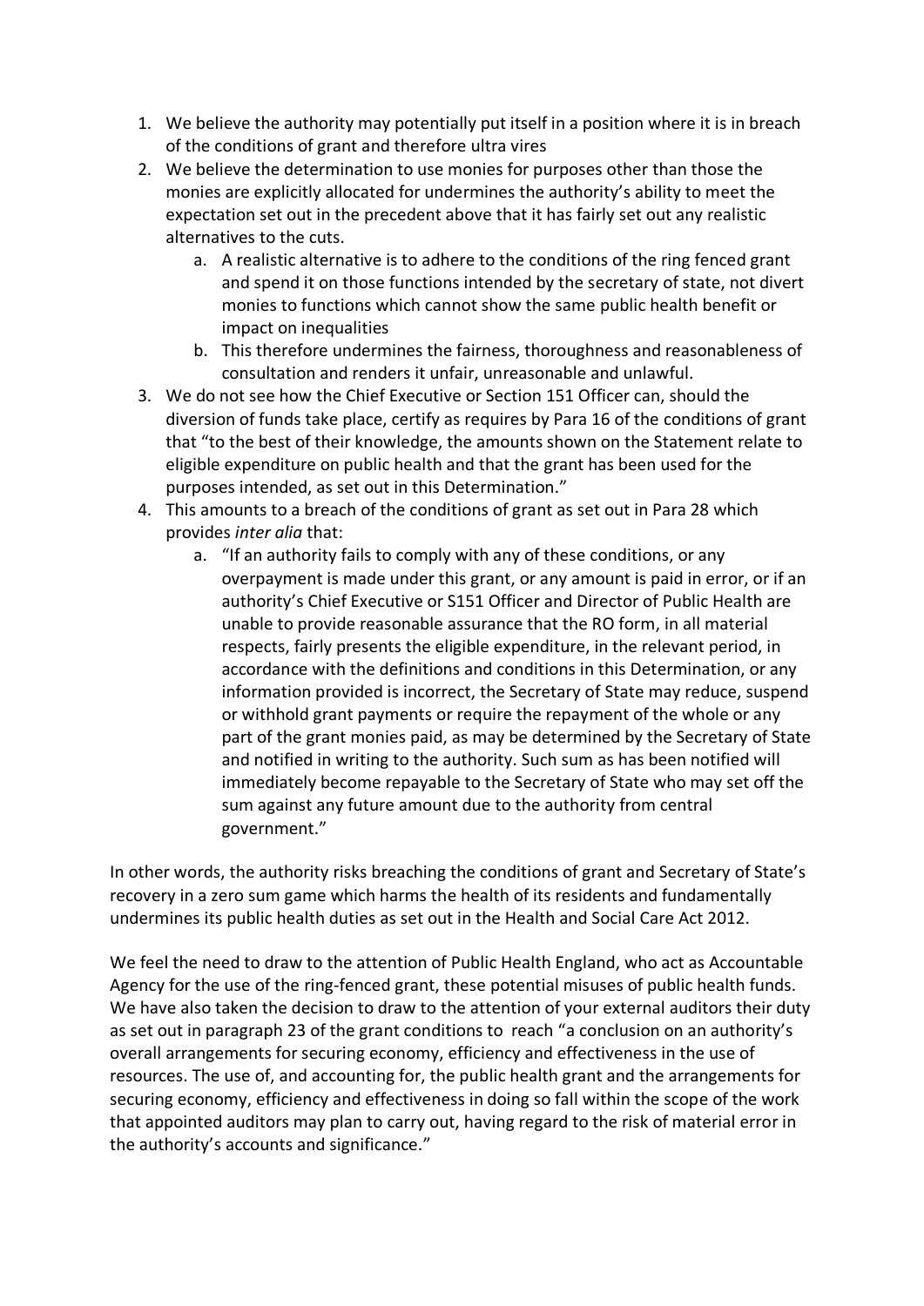1. We believe the authority may potentially put itself in a position where it is in breach of the conditions of grant and therefore ultra vires
2. We believe the determination to use monies for purposes other than those the monies are explicitly allocated for undermines the authority's ability to meet the expectation set out in the precedent above that it has fairly set out any realistic alternatives to the cuts.
   a. A realistic alternative is to adhere to the conditions of the ring fenced grant and spend it on those functions intended by the secretary of state, not divert monies to functions which cannot show the same public health benefit or impact on inequalities
   b. This therefore undermines the fairness, thoroughness and reasonableness of consultation and renders it unfair, unreasonable and unlawful.
3. We do not see how the Chief Executive or Section 151 Officer can, should the diversion of funds take place, certify as requires by Para 16 of the conditions of grant that "to the best of their knowledge, the amounts shown on the Statement relate to eligible expenditure on public health and that the grant has been used for the purposes intended, as set out in this Determination."
4. This amounts to a breach of the conditions of grant as set out in Para 28 which provides *inter alia* that:
   a. "If an authority fails to comply with any of these conditions, or any overpayment is made under this grant, or any amount is paid in error, or if an authority's Chief Executive or S151 Officer and Director of Public Health are unable to provide reasonable assurance that the RO form, in all material respects, fairly presents the eligible expenditure, in the relevant period, in accordance with the definitions and conditions in this Determination, or any information provided is incorrect, the Secretary of State may reduce, suspend or withhold grant payments or require the repayment of the whole or any part of the grant monies paid, as may be determined by the Secretary of State and notified in writing to the authority. Such sum as has been notified will immediately become repayable to the Secretary of State who may set off the sum against any future amount due to the authority from central government."

In other words, the authority risks breaching the conditions of grant and Secretary of State's recovery in a zero sum game which harms the health of its residents and fundamentally undermines its public health duties as set out in the Health and Social Care Act 2012.

We feel the need to draw to the attention of Public Health England, who act as Accountable Agency for the use of the ring-fenced grant, these potential misuses of public health funds. We have also taken the decision to draw to the attention of your external auditors their duty as set out in paragraph 23 of the grant conditions to reach "a conclusion on an authority's overall arrangements for securing economy, efficiency and effectiveness in the use of resources. The use of, and accounting for, the public health grant and the arrangements for securing economy, efficiency and effectiveness in doing so fall within the scope of the work that appointed auditors may plan to carry out, having regard to the risk of material error in the authority's accounts and significance."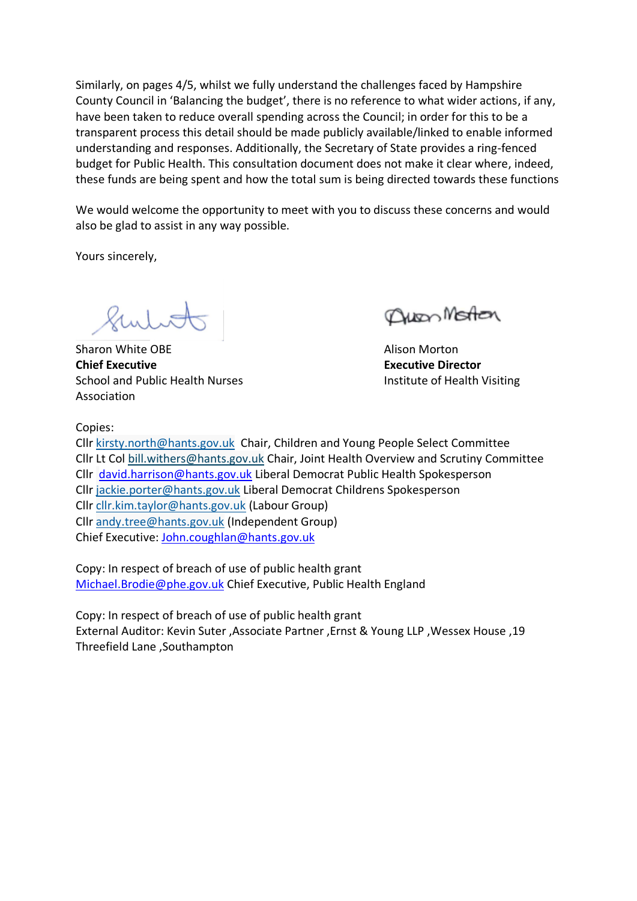Similarly, on pages 4/5, whilst we fully understand the challenges faced by Hampshire County Council in 'Balancing the budget', there is no reference to what wider actions, if any, have been taken to reduce overall spending across the Council; in order for this to be a transparent process this detail should be made publicly available/linked to enable informed understanding and responses. Additionally, the Secretary of State provides a ring-fenced budget for Public Health. This consultation document does not make it clear where, indeed, these funds are being spent and how the total sum is being directed towards these functions

We would welcome the opportunity to meet with you to discuss these concerns and would also be glad to assist in any way possible.

Yours sincerely,

Sharon White OBE
**Chief Executive**
School and Public Health Nurses Association

Alison Morton
**Executive Director**
Institute of Health Visiting

Copies:
Cllr kirsty.north@hants.gov.uk Chair, Children and Young People Select Committee
Cllr Lt Col bill.withers@hants.gov.uk Chair, Joint Health Overview and Scrutiny Committee
Cllr david.harrison@hants.gov.uk Liberal Democrat Public Health Spokesperson
Cllr jackie.porter@hants.gov.uk Liberal Democrat Childrens Spokesperson
Cllr cllr.kim.taylor@hants.gov.uk (Labour Group)
Cllr andy.tree@hants.gov.uk (Independent Group)
Chief Executive: John.coughlan@hants.gov.uk

Copy: In respect of breach of use of public health grant
Michael.Brodie@phe.gov.uk Chief Executive, Public Health England

Copy: In respect of breach of use of public health grant
External Auditor: Kevin Suter ,Associate Partner ,Ernst & Young LLP ,Wessex House ,19 Threefield Lane ,Southampton